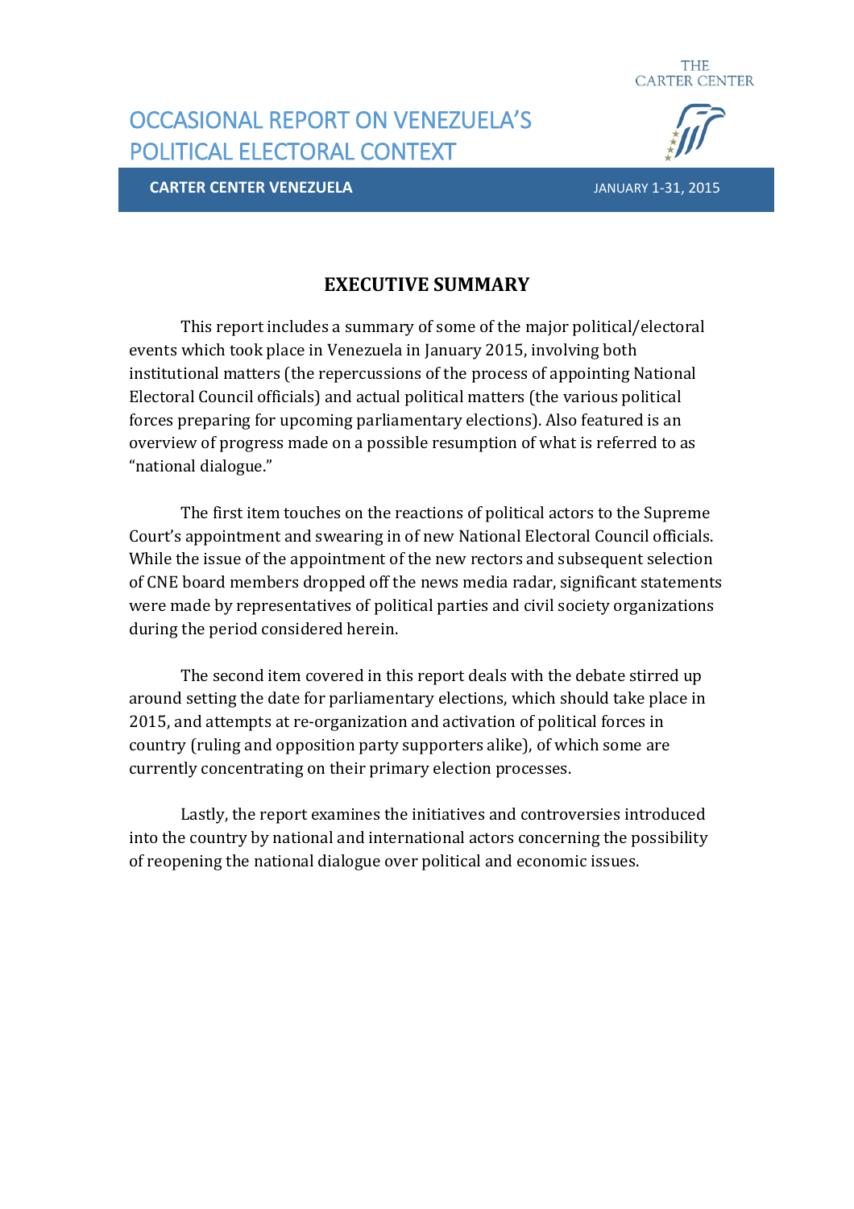THE CARTER CENTER

# OCCASIONAL REPORT ON VENEZUELA'S POLITICAL ELECTORAL CONTEXT

**CARTER CENTER VENEZUELA** JANUARY 1-31, 2015

## EXECUTIVE SUMMARY

This report includes a summary of some of the major political/electoral events which took place in Venezuela in January 2015, involving both institutional matters (the repercussions of the process of appointing National Electoral Council officials) and actual political matters (the various political forces preparing for upcoming parliamentary elections). Also featured is an overview of progress made on a possible resumption of what is referred to as "national dialogue."

The first item touches on the reactions of political actors to the Supreme Court's appointment and swearing in of new National Electoral Council officials. While the issue of the appointment of the new rectors and subsequent selection of CNE board members dropped off the news media radar, significant statements were made by representatives of political parties and civil society organizations during the period considered herein.

The second item covered in this report deals with the debate stirred up around setting the date for parliamentary elections, which should take place in 2015, and attempts at re-organization and activation of political forces in country (ruling and opposition party supporters alike), of which some are currently concentrating on their primary election processes.

Lastly, the report examines the initiatives and controversies introduced into the country by national and international actors concerning the possibility of reopening the national dialogue over political and economic issues.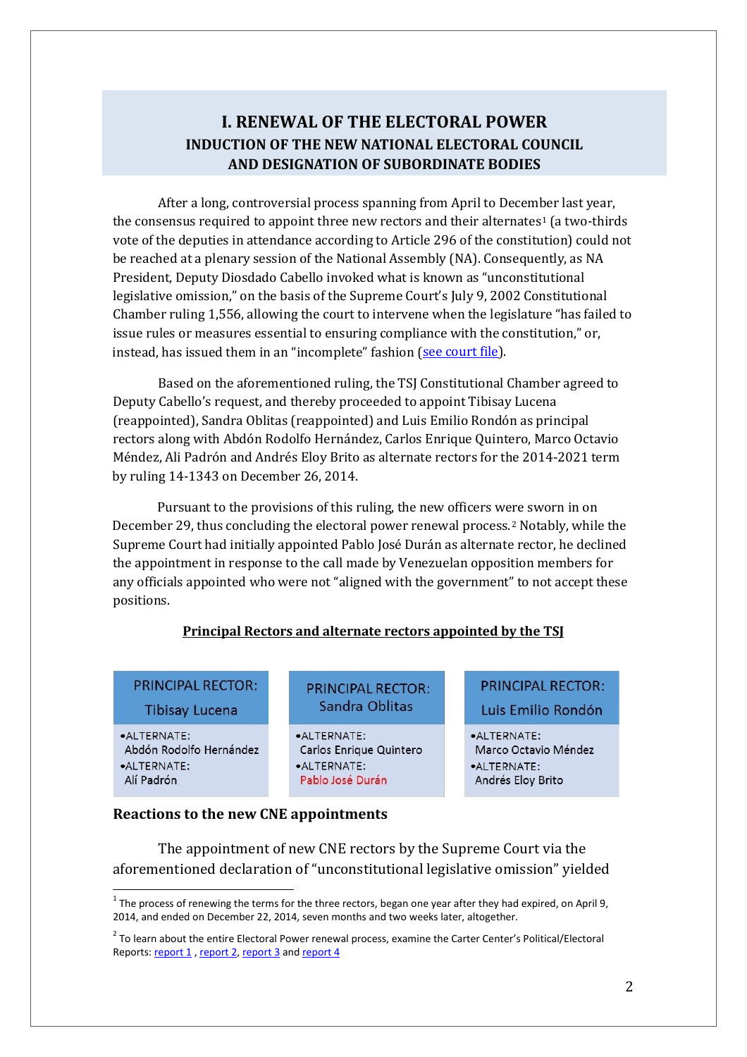# I. RENEWAL OF THE ELECTORAL POWER

## INDUCTION OF THE NEW NATIONAL ELECTORAL COUNCIL AND DESIGNATION OF SUBORDINATE BODIES

After a long, controversial process spanning from April to December last year, the consensus required to appoint three new rectors and their alternates[1] (a two-thirds vote of the deputies in attendance according to Article 296 of the constitution) could not be reached at a plenary session of the National Assembly (NA). Consequently, as NA President, Deputy Diosdado Cabello invoked what is known as "unconstitutional legislative omission," on the basis of the Supreme Court's July 9, 2002 Constitutional Chamber ruling 1,556, allowing the court to intervene when the legislature "has failed to issue rules or measures essential to ensuring compliance with the constitution," or, instead, has issued them in an "incomplete" fashion (see court file).

Based on the aforementioned ruling, the TSJ Constitutional Chamber agreed to Deputy Cabello's request, and thereby proceeded to appoint Tibisay Lucena (reappointed), Sandra Oblitas (reappointed) and Luis Emilio Rondón as principal rectors along with Abdón Rodolfo Hernández, Carlos Enrique Quintero, Marco Octavio Méndez, Ali Padrón and Andrés Eloy Brito as alternate rectors for the 2014-2021 term by ruling 14-1343 on December 26, 2014.

Pursuant to the provisions of this ruling, the new officers were sworn in on December 29, thus concluding the electoral power renewal process.[2] Notably, while the Supreme Court had initially appointed Pablo José Durán as alternate rector, he declined the appointment in response to the call made by Venezuelan opposition members for any officials appointed who were not "aligned with the government" to not accept these positions.

**Principal Rectors and alternate rectors appointed by the TSJ**

| PRINCIPAL RECTOR: Tibisay Lucena | PRINCIPAL RECTOR: Sandra Oblitas | PRINCIPAL RECTOR: Luis Emilio Rondón |
|---|---|---|
| •ALTERNATE: Abdón Rodolfo Hernández | •ALTERNATE: Carlos Enrique Quintero | •ALTERNATE: Marco Octavio Méndez |
| •ALTERNATE: Alí Padrón | •ALTERNATE: Pablo José Durán | •ALTERNATE: Andrés Eloy Brito |

### Reactions to the new CNE appointments

The appointment of new CNE rectors by the Supreme Court via the aforementioned declaration of "unconstitutional legislative omission" yielded

---

[1] The process of renewing the terms for the three rectors, began one year after they had expired, on April 9, 2014, and ended on December 22, 2014, seven months and two weeks later, altogether.

[2] To learn about the entire Electoral Power renewal process, examine the Carter Center's Political/Electoral Reports: report 1 , report 2, report 3 and report 4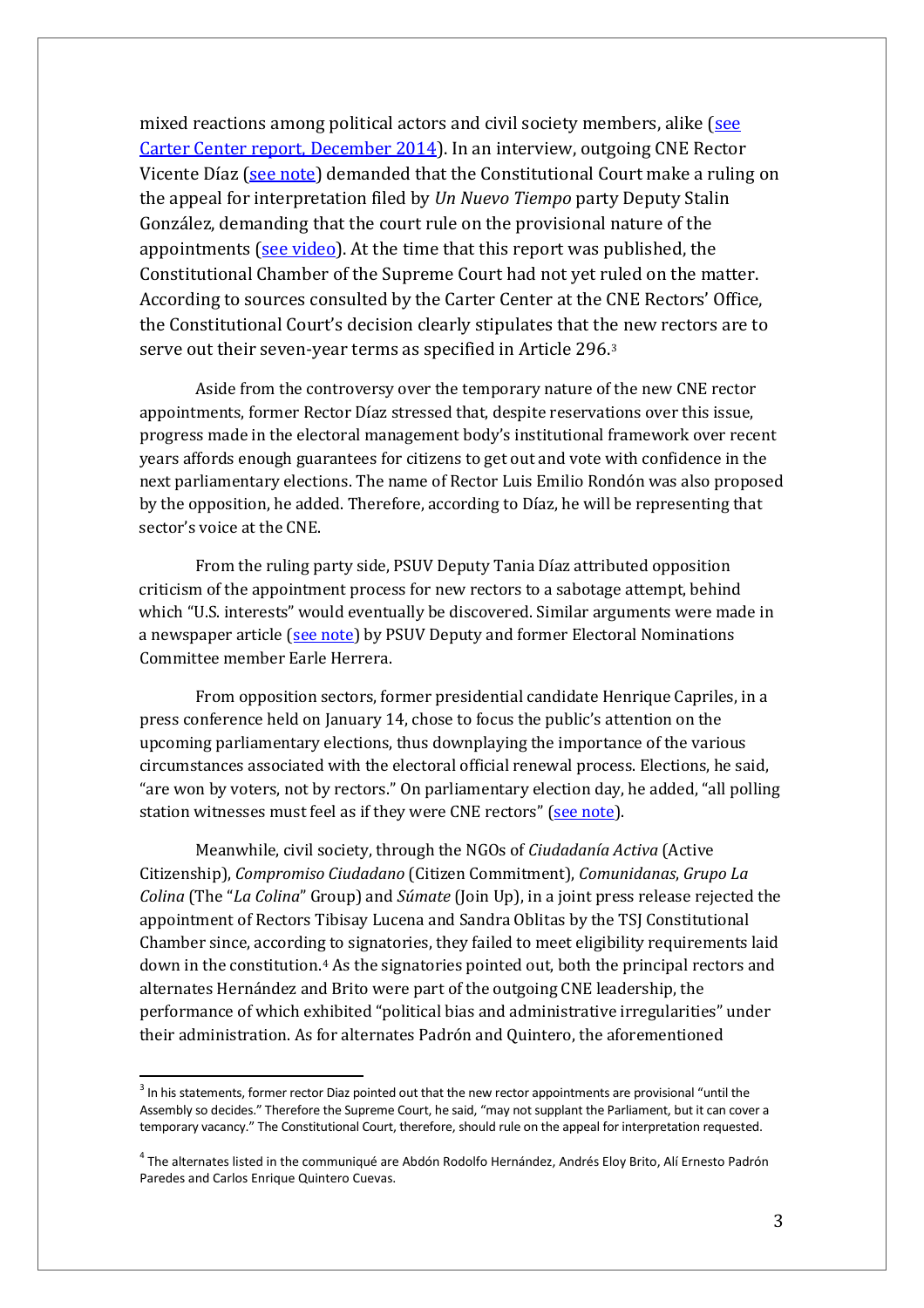mixed reactions among political actors and civil society members, alike (see Carter Center report, December 2014). In an interview, outgoing CNE Rector Vicente Díaz (see note) demanded that the Constitutional Court make a ruling on the appeal for interpretation filed by *Un Nuevo Tiempo* party Deputy Stalin González, demanding that the court rule on the provisional nature of the appointments (see video). At the time that this report was published, the Constitutional Chamber of the Supreme Court had not yet ruled on the matter. According to sources consulted by the Carter Center at the CNE Rectors' Office, the Constitutional Court's decision clearly stipulates that the new rectors are to serve out their seven-year terms as specified in Article 296.[3]

Aside from the controversy over the temporary nature of the new CNE rector appointments, former Rector Díaz stressed that, despite reservations over this issue, progress made in the electoral management body's institutional framework over recent years affords enough guarantees for citizens to get out and vote with confidence in the next parliamentary elections. The name of Rector Luis Emilio Rondón was also proposed by the opposition, he added. Therefore, according to Díaz, he will be representing that sector's voice at the CNE.

From the ruling party side, PSUV Deputy Tania Díaz attributed opposition criticism of the appointment process for new rectors to a sabotage attempt, behind which "U.S. interests" would eventually be discovered. Similar arguments were made in a newspaper article (see note) by PSUV Deputy and former Electoral Nominations Committee member Earle Herrera.

From opposition sectors, former presidential candidate Henrique Capriles, in a press conference held on January 14, chose to focus the public's attention on the upcoming parliamentary elections, thus downplaying the importance of the various circumstances associated with the electoral official renewal process. Elections, he said, "are won by voters, not by rectors." On parliamentary election day, he added, "all polling station witnesses must feel as if they were CNE rectors" (see note).

Meanwhile, civil society, through the NGOs of *Ciudadanía Activa* (Active Citizenship), *Compromiso Ciudadano* (Citizen Commitment), *Comunidanas*, *Grupo La Colina* (The "*La Colina*" Group) and *Súmate* (Join Up), in a joint press release rejected the appointment of Rectors Tibisay Lucena and Sandra Oblitas by the TSJ Constitutional Chamber since, according to signatories, they failed to meet eligibility requirements laid down in the constitution.[4] As the signatories pointed out, both the principal rectors and alternates Hernández and Brito were part of the outgoing CNE leadership, the performance of which exhibited "political bias and administrative irregularities" under their administration. As for alternates Padrón and Quintero, the aforementioned

---

[3] In his statements, former rector Diaz pointed out that the new rector appointments are provisional "until the Assembly so decides." Therefore the Supreme Court, he said, "may not supplant the Parliament, but it can cover a temporary vacancy." The Constitutional Court, therefore, should rule on the appeal for interpretation requested.

[4] The alternates listed in the communiqué are Abdón Rodolfo Hernández, Andrés Eloy Brito, Alí Ernesto Padrón Paredes and Carlos Enrique Quintero Cuevas.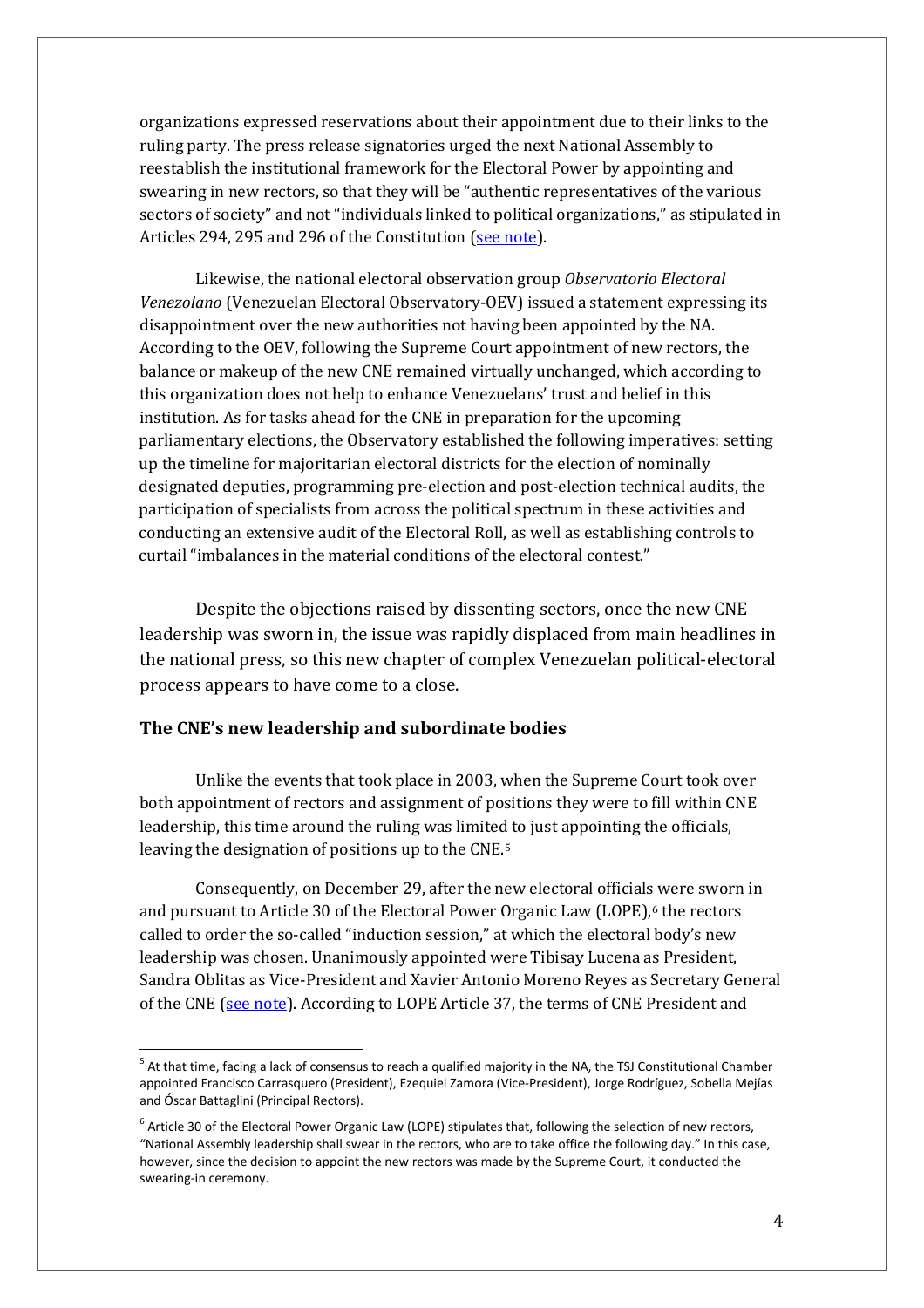organizations expressed reservations about their appointment due to their links to the ruling party. The press release signatories urged the next National Assembly to reestablish the institutional framework for the Electoral Power by appointing and swearing in new rectors, so that they will be "authentic representatives of the various sectors of society" and not "individuals linked to political organizations," as stipulated in Articles 294, 295 and 296 of the Constitution (see note).

Likewise, the national electoral observation group *Observatorio Electoral Venezolano* (Venezuelan Electoral Observatory-OEV) issued a statement expressing its disappointment over the new authorities not having been appointed by the NA. According to the OEV, following the Supreme Court appointment of new rectors, the balance or makeup of the new CNE remained virtually unchanged, which according to this organization does not help to enhance Venezuelans' trust and belief in this institution. As for tasks ahead for the CNE in preparation for the upcoming parliamentary elections, the Observatory established the following imperatives: setting up the timeline for majoritarian electoral districts for the election of nominally designated deputies, programming pre-election and post-election technical audits, the participation of specialists from across the political spectrum in these activities and conducting an extensive audit of the Electoral Roll, as well as establishing controls to curtail "imbalances in the material conditions of the electoral contest."

Despite the objections raised by dissenting sectors, once the new CNE leadership was sworn in, the issue was rapidly displaced from main headlines in the national press, so this new chapter of complex Venezuelan political-electoral process appears to have come to a close.

## The CNE's new leadership and subordinate bodies

Unlike the events that took place in 2003, when the Supreme Court took over both appointment of rectors and assignment of positions they were to fill within CNE leadership, this time around the ruling was limited to just appointing the officials, leaving the designation of positions up to the CNE.[5]

Consequently, on December 29, after the new electoral officials were sworn in and pursuant to Article 30 of the Electoral Power Organic Law (LOPE),[6] the rectors called to order the so-called "induction session," at which the electoral body's new leadership was chosen. Unanimously appointed were Tibisay Lucena as President, Sandra Oblitas as Vice-President and Xavier Antonio Moreno Reyes as Secretary General of the CNE (see note). According to LOPE Article 37, the terms of CNE President and

[5] At that time, facing a lack of consensus to reach a qualified majority in the NA, the TSJ Constitutional Chamber appointed Francisco Carrasquero (President), Ezequiel Zamora (Vice-President), Jorge Rodríguez, Sobella Mejías and Óscar Battaglini (Principal Rectors).

[6] Article 30 of the Electoral Power Organic Law (LOPE) stipulates that, following the selection of new rectors, "National Assembly leadership shall swear in the rectors, who are to take office the following day." In this case, however, since the decision to appoint the new rectors was made by the Supreme Court, it conducted the swearing-in ceremony.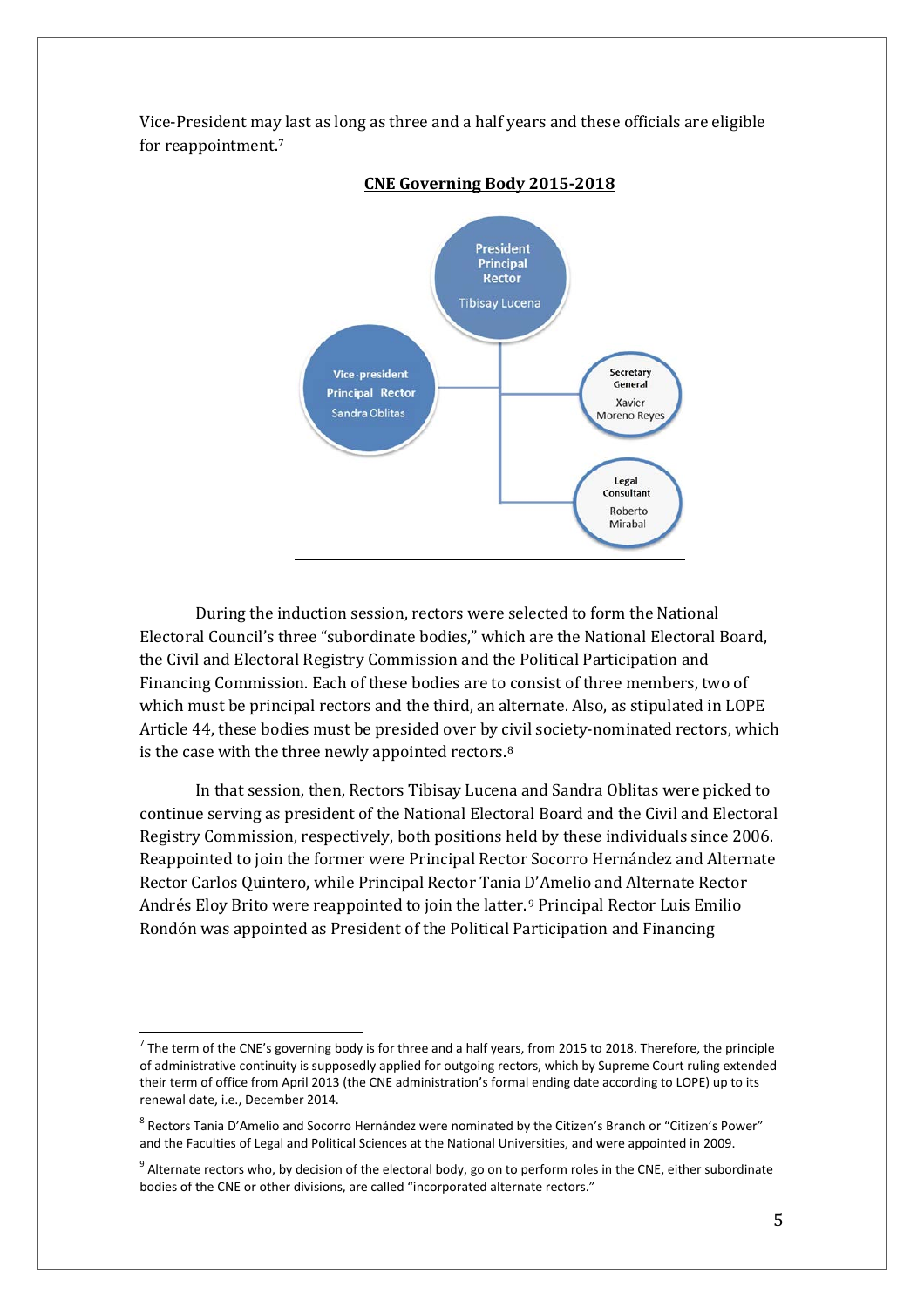Vice-President may last as long as three and a half years and these officials are eligible for reappointment.[7]

**CNE Governing Body 2015-2018**

President Principal Rector
Tibisay Lucena

Vice-president Principal Rector
Sandra Oblitas

Secretary General
Xavier Moreno Reyes

Legal Consultant
Roberto Mirabal

During the induction session, rectors were selected to form the National Electoral Council's three "subordinate bodies," which are the National Electoral Board, the Civil and Electoral Registry Commission and the Political Participation and Financing Commission. Each of these bodies are to consist of three members, two of which must be principal rectors and the third, an alternate. Also, as stipulated in LOPE Article 44, these bodies must be presided over by civil society-nominated rectors, which is the case with the three newly appointed rectors.[8]

In that session, then, Rectors Tibisay Lucena and Sandra Oblitas were picked to continue serving as president of the National Electoral Board and the Civil and Electoral Registry Commission, respectively, both positions held by these individuals since 2006. Reappointed to join the former were Principal Rector Socorro Hernández and Alternate Rector Carlos Quintero, while Principal Rector Tania D'Amelio and Alternate Rector Andrés Eloy Brito were reappointed to join the latter.[9] Principal Rector Luis Emilio Rondón was appointed as President of the Political Participation and Financing

---

[7] The term of the CNE's governing body is for three and a half years, from 2015 to 2018. Therefore, the principle of administrative continuity is supposedly applied for outgoing rectors, which by Supreme Court ruling extended their term of office from April 2013 (the CNE administration's formal ending date according to LOPE) up to its renewal date, i.e., December 2014.

[8] Rectors Tania D'Amelio and Socorro Hernández were nominated by the Citizen's Branch or "Citizen's Power" and the Faculties of Legal and Political Sciences at the National Universities, and were appointed in 2009.

[9] Alternate rectors who, by decision of the electoral body, go on to perform roles in the CNE, either subordinate bodies of the CNE or other divisions, are called "incorporated alternate rectors."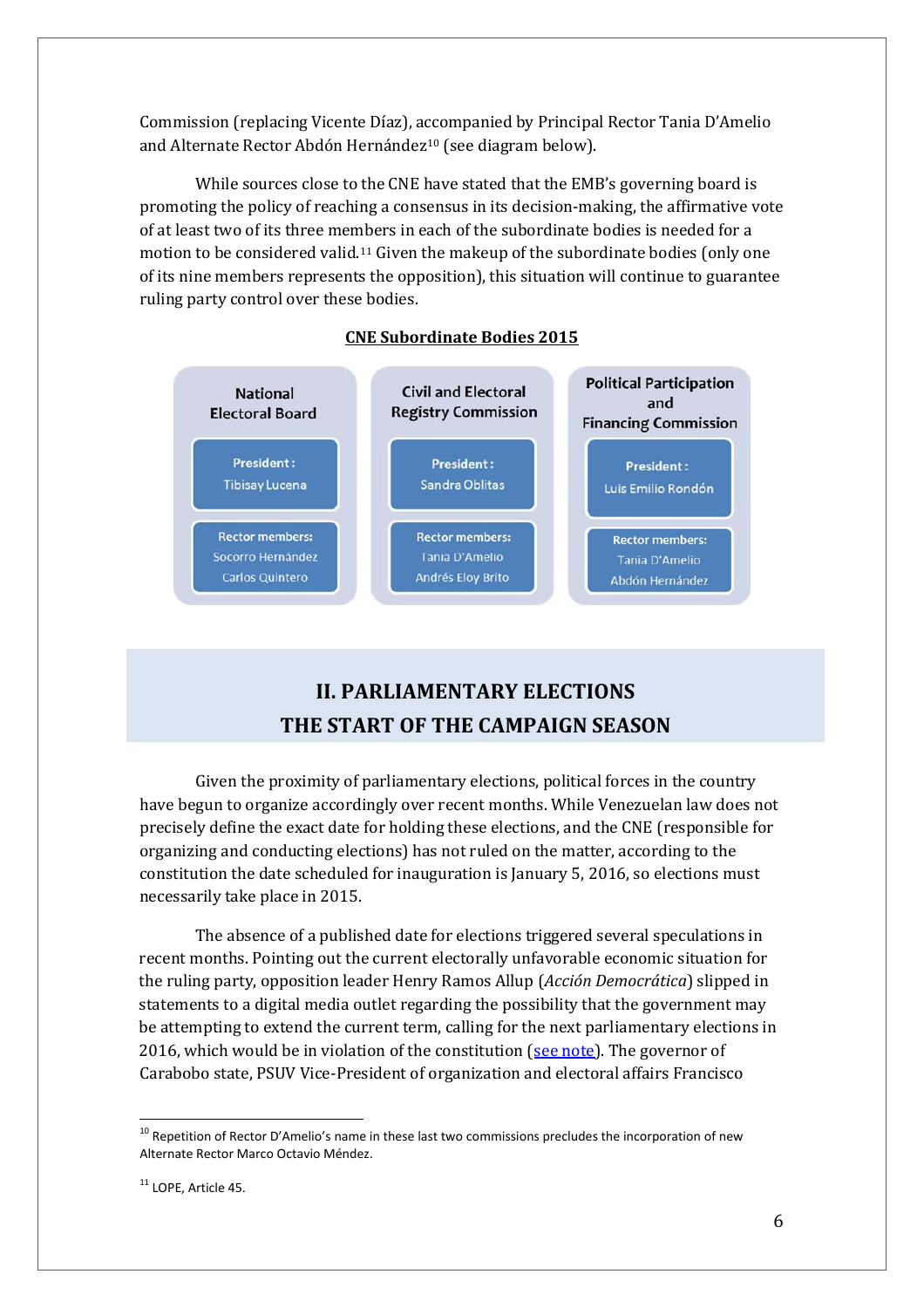Commission (replacing Vicente Díaz), accompanied by Principal Rector Tania D'Amelio and Alternate Rector Abdón Hernández[10] (see diagram below).

While sources close to the CNE have stated that the EMB's governing board is promoting the policy of reaching a consensus in its decision-making, the affirmative vote of at least two of its three members in each of the subordinate bodies is needed for a motion to be considered valid.[11] Given the makeup of the subordinate bodies (only one of its nine members represents the opposition), this situation will continue to guarantee ruling party control over these bodies.

**CNE Subordinate Bodies 2015**

| National Electoral Board | Civil and Electoral Registry Commission | Political Participation and Financing Commission |
|---|---|---|
| President: Tibisay Lucena | President: Sandra Oblitas | President: Luis Emilio Rondón |
| Rector members: Socorro Hernández, Carlos Quintero | Rector members: Tania D'Amelio, Andrés Eloy Brito | Rector members: Tania D'Amelio, Abdón Hernández |

## II. PARLIAMENTARY ELECTIONS
## THE START OF THE CAMPAIGN SEASON

Given the proximity of parliamentary elections, political forces in the country have begun to organize accordingly over recent months. While Venezuelan law does not precisely define the exact date for holding these elections, and the CNE (responsible for organizing and conducting elections) has not ruled on the matter, according to the constitution the date scheduled for inauguration is January 5, 2016, so elections must necessarily take place in 2015.

The absence of a published date for elections triggered several speculations in recent months. Pointing out the current electorally unfavorable economic situation for the ruling party, opposition leader Henry Ramos Allup (*Acción Democrática*) slipped in statements to a digital media outlet regarding the possibility that the government may be attempting to extend the current term, calling for the next parliamentary elections in 2016, which would be in violation of the constitution (see note). The governor of Carabobo state, PSUV Vice-President of organization and electoral affairs Francisco

---

[10] Repetition of Rector D'Amelio's name in these last two commissions precludes the incorporation of new Alternate Rector Marco Octavio Méndez.

[11] LOPE, Article 45.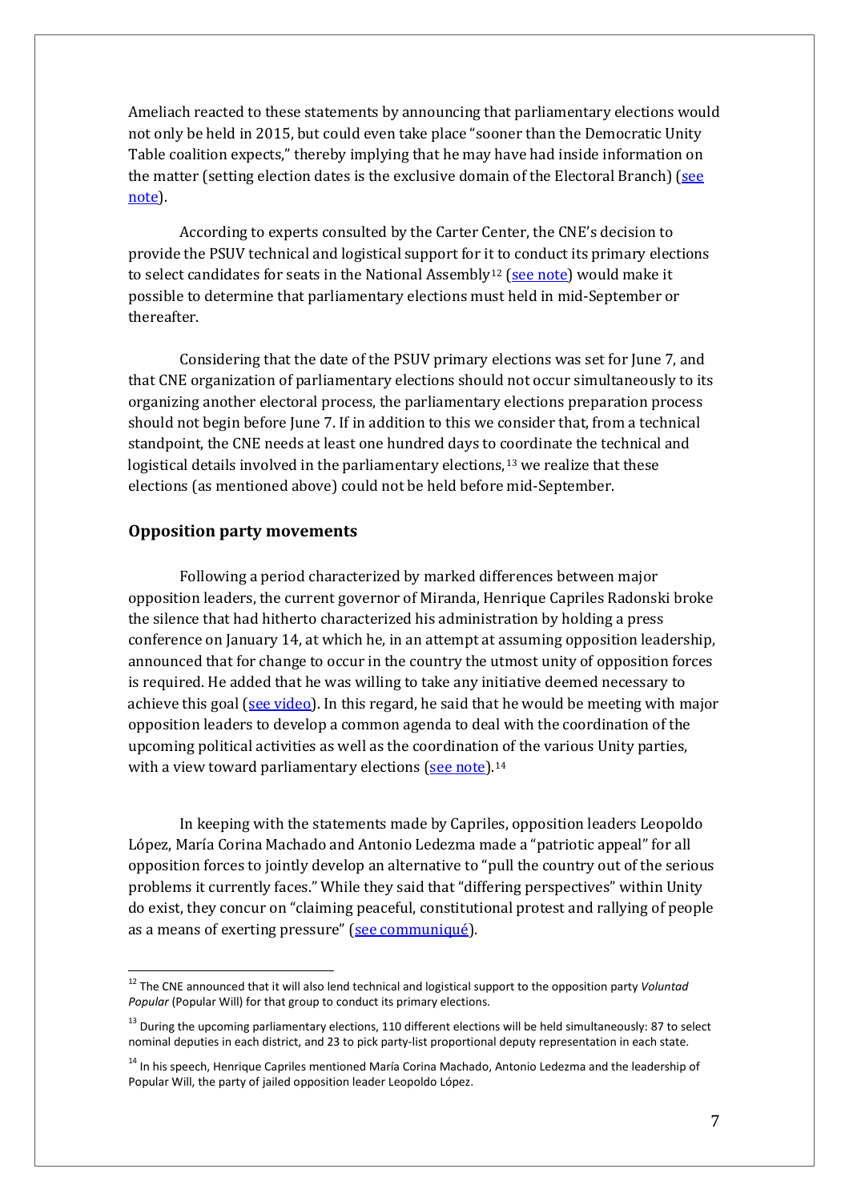Ameliach reacted to these statements by announcing that parliamentary elections would not only be held in 2015, but could even take place "sooner than the Democratic Unity Table coalition expects," thereby implying that he may have had inside information on the matter (setting election dates is the exclusive domain of the Electoral Branch) (see note).

According to experts consulted by the Carter Center, the CNE's decision to provide the PSUV technical and logistical support for it to conduct its primary elections to select candidates for seats in the National Assembly[12] (see note) would make it possible to determine that parliamentary elections must held in mid-September or thereafter.

Considering that the date of the PSUV primary elections was set for June 7, and that CNE organization of parliamentary elections should not occur simultaneously to its organizing another electoral process, the parliamentary elections preparation process should not begin before June 7. If in addition to this we consider that, from a technical standpoint, the CNE needs at least one hundred days to coordinate the technical and logistical details involved in the parliamentary elections,[13] we realize that these elections (as mentioned above) could not be held before mid-September.

## Opposition party movements

Following a period characterized by marked differences between major opposition leaders, the current governor of Miranda, Henrique Capriles Radonski broke the silence that had hitherto characterized his administration by holding a press conference on January 14, at which he, in an attempt at assuming opposition leadership, announced that for change to occur in the country the utmost unity of opposition forces is required. He added that he was willing to take any initiative deemed necessary to achieve this goal (see video). In this regard, he said that he would be meeting with major opposition leaders to develop a common agenda to deal with the coordination of the upcoming political activities as well as the coordination of the various Unity parties, with a view toward parliamentary elections (see note).[14]

In keeping with the statements made by Capriles, opposition leaders Leopoldo López, María Corina Machado and Antonio Ledezma made a "patriotic appeal" for all opposition forces to jointly develop an alternative to "pull the country out of the serious problems it currently faces." While they said that "differing perspectives" within Unity do exist, they concur on "claiming peaceful, constitutional protest and rallying of people as a means of exerting pressure" (see communiqué).

---

[12] The CNE announced that it will also lend technical and logistical support to the opposition party *Voluntad Popular* (Popular Will) for that group to conduct its primary elections.

[13] During the upcoming parliamentary elections, 110 different elections will be held simultaneously: 87 to select nominal deputies in each district, and 23 to pick party-list proportional deputy representation in each state.

[14] In his speech, Henrique Capriles mentioned María Corina Machado, Antonio Ledezma and the leadership of Popular Will, the party of jailed opposition leader Leopoldo López.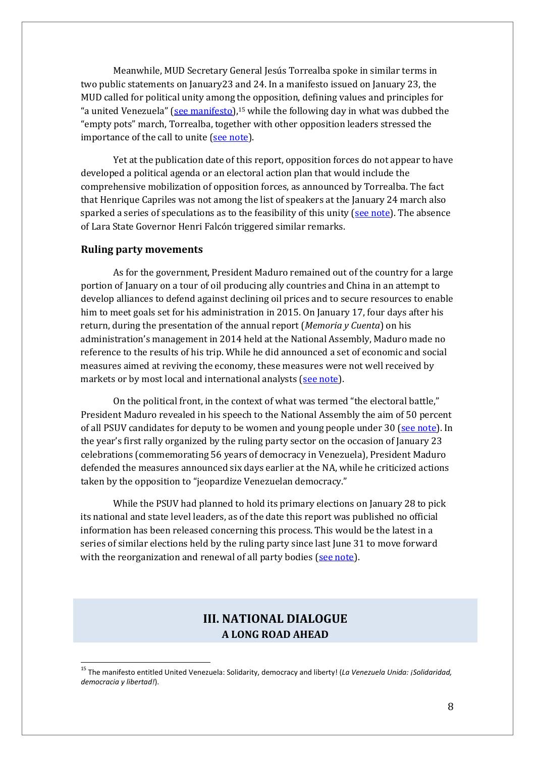Meanwhile, MUD Secretary General Jesús Torrealba spoke in similar terms in two public statements on January23 and 24. In a manifesto issued on January 23, the MUD called for political unity among the opposition, defining values and principles for "a united Venezuela" (see manifesto),[15] while the following day in what was dubbed the "empty pots" march, Torrealba, together with other opposition leaders stressed the importance of the call to unite (see note).

Yet at the publication date of this report, opposition forces do not appear to have developed a political agenda or an electoral action plan that would include the comprehensive mobilization of opposition forces, as announced by Torrealba. The fact that Henrique Capriles was not among the list of speakers at the January 24 march also sparked a series of speculations as to the feasibility of this unity (see note). The absence of Lara State Governor Henri Falcón triggered similar remarks.

### Ruling party movements

As for the government, President Maduro remained out of the country for a large portion of January on a tour of oil producing ally countries and China in an attempt to develop alliances to defend against declining oil prices and to secure resources to enable him to meet goals set for his administration in 2015. On January 17, four days after his return, during the presentation of the annual report (*Memoria y Cuenta*) on his administration's management in 2014 held at the National Assembly, Maduro made no reference to the results of his trip. While he did announced a set of economic and social measures aimed at reviving the economy, these measures were not well received by markets or by most local and international analysts (see note).

On the political front, in the context of what was termed "the electoral battle," President Maduro revealed in his speech to the National Assembly the aim of 50 percent of all PSUV candidates for deputy to be women and young people under 30 (see note). In the year's first rally organized by the ruling party sector on the occasion of January 23 celebrations (commemorating 56 years of democracy in Venezuela), President Maduro defended the measures announced six days earlier at the NA, while he criticized actions taken by the opposition to "jeopardize Venezuelan democracy."

While the PSUV had planned to hold its primary elections on January 28 to pick its national and state level leaders, as of the date this report was published no official information has been released concerning this process. This would be the latest in a series of similar elections held by the ruling party since last June 31 to move forward with the reorganization and renewal of all party bodies (see note).

## III. NATIONAL DIALOGUE
### A LONG ROAD AHEAD

[15] The manifesto entitled United Venezuela: Solidarity, democracy and liberty! (*La Venezuela Unida: ¡Solidaridad, democracia y libertad!*).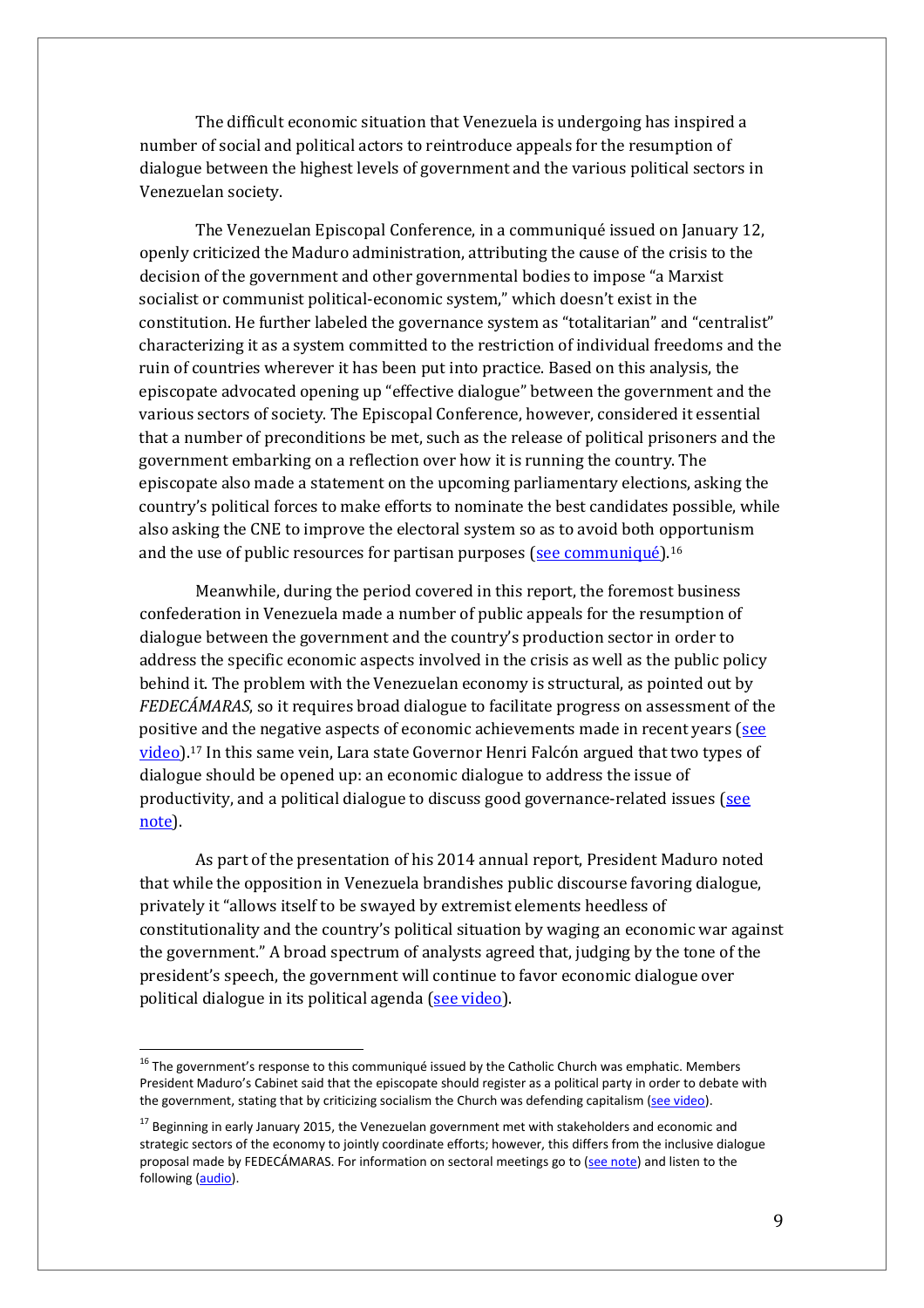The difficult economic situation that Venezuela is undergoing has inspired a number of social and political actors to reintroduce appeals for the resumption of dialogue between the highest levels of government and the various political sectors in Venezuelan society.

The Venezuelan Episcopal Conference, in a communiqué issued on January 12, openly criticized the Maduro administration, attributing the cause of the crisis to the decision of the government and other governmental bodies to impose "a Marxist socialist or communist political-economic system," which doesn't exist in the constitution. He further labeled the governance system as "totalitarian" and "centralist" characterizing it as a system committed to the restriction of individual freedoms and the ruin of countries wherever it has been put into practice. Based on this analysis, the episcopate advocated opening up "effective dialogue" between the government and the various sectors of society. The Episcopal Conference, however, considered it essential that a number of preconditions be met, such as the release of political prisoners and the government embarking on a reflection over how it is running the country. The episcopate also made a statement on the upcoming parliamentary elections, asking the country's political forces to make efforts to nominate the best candidates possible, while also asking the CNE to improve the electoral system so as to avoid both opportunism and the use of public resources for partisan purposes (see communiqué).[16]

Meanwhile, during the period covered in this report, the foremost business confederation in Venezuela made a number of public appeals for the resumption of dialogue between the government and the country's production sector in order to address the specific economic aspects involved in the crisis as well as the public policy behind it. The problem with the Venezuelan economy is structural, as pointed out by *FEDECÁMARAS*, so it requires broad dialogue to facilitate progress on assessment of the positive and the negative aspects of economic achievements made in recent years (see video).[17] In this same vein, Lara state Governor Henri Falcón argued that two types of dialogue should be opened up: an economic dialogue to address the issue of productivity, and a political dialogue to discuss good governance-related issues (see note).

As part of the presentation of his 2014 annual report, President Maduro noted that while the opposition in Venezuela brandishes public discourse favoring dialogue, privately it "allows itself to be swayed by extremist elements heedless of constitutionality and the country's political situation by waging an economic war against the government." A broad spectrum of analysts agreed that, judging by the tone of the president's speech, the government will continue to favor economic dialogue over political dialogue in its political agenda (see video).

---

[16] The government's response to this communiqué issued by the Catholic Church was emphatic. Members President Maduro's Cabinet said that the episcopate should register as a political party in order to debate with the government, stating that by criticizing socialism the Church was defending capitalism (see video).

[17] Beginning in early January 2015, the Venezuelan government met with stakeholders and economic and strategic sectors of the economy to jointly coordinate efforts; however, this differs from the inclusive dialogue proposal made by FEDECÁMARAS. For information on sectoral meetings go to (see note) and listen to the following (audio).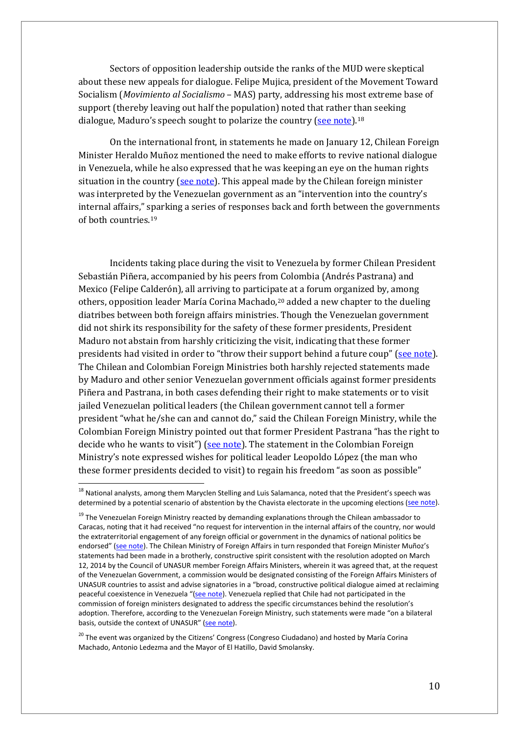Sectors of opposition leadership outside the ranks of the MUD were skeptical about these new appeals for dialogue. Felipe Mujica, president of the Movement Toward Socialism (*Movimiento al Socialismo* – MAS) party, addressing his most extreme base of support (thereby leaving out half the population) noted that rather than seeking dialogue, Maduro's speech sought to polarize the country (see note).[18]

On the international front, in statements he made on January 12, Chilean Foreign Minister Heraldo Muñoz mentioned the need to make efforts to revive national dialogue in Venezuela, while he also expressed that he was keeping an eye on the human rights situation in the country (see note). This appeal made by the Chilean foreign minister was interpreted by the Venezuelan government as an "intervention into the country's internal affairs," sparking a series of responses back and forth between the governments of both countries.[19]

Incidents taking place during the visit to Venezuela by former Chilean President Sebastián Piñera, accompanied by his peers from Colombia (Andrés Pastrana) and Mexico (Felipe Calderón), all arriving to participate at a forum organized by, among others, opposition leader María Corina Machado,[20] added a new chapter to the dueling diatribes between both foreign affairs ministries. Though the Venezuelan government did not shirk its responsibility for the safety of these former presidents, President Maduro not abstain from harshly criticizing the visit, indicating that these former presidents had visited in order to "throw their support behind a future coup" (see note). The Chilean and Colombian Foreign Ministries both harshly rejected statements made by Maduro and other senior Venezuelan government officials against former presidents Piñera and Pastrana, in both cases defending their right to make statements or to visit jailed Venezuelan political leaders (the Chilean government cannot tell a former president "what he/she can and cannot do," said the Chilean Foreign Ministry, while the Colombian Foreign Ministry pointed out that former President Pastrana "has the right to decide who he wants to visit") (see note). The statement in the Colombian Foreign Ministry's note expressed wishes for political leader Leopoldo López (the man who these former presidents decided to visit) to regain his freedom "as soon as possible"

---

[18] National analysts, among them Maryclen Stelling and Luis Salamanca, noted that the President's speech was determined by a potential scenario of abstention by the Chavista electorate in the upcoming elections (see note).

[19] The Venezuelan Foreign Ministry reacted by demanding explanations through the Chilean ambassador to Caracas, noting that it had received "no request for intervention in the internal affairs of the country, nor would the extraterritorial engagement of any foreign official or government in the dynamics of national politics be endorsed" (see note). The Chilean Ministry of Foreign Affairs in turn responded that Foreign Minister Muñoz's statements had been made in a brotherly, constructive spirit consistent with the resolution adopted on March 12, 2014 by the Council of UNASUR member Foreign Affairs Ministers, wherein it was agreed that, at the request of the Venezuelan Government, a commission would be designated consisting of the Foreign Affairs Ministers of UNASUR countries to assist and advise signatories in a "broad, constructive political dialogue aimed at reclaiming peaceful coexistence in Venezuela "(see note). Venezuela replied that Chile had not participated in the commission of foreign ministers designated to address the specific circumstances behind the resolution's adoption. Therefore, according to the Venezuelan Foreign Ministry, such statements were made "on a bilateral basis, outside the context of UNASUR" (see note).

[20] The event was organized by the Citizens' Congress (Congreso Ciudadano) and hosted by María Corina Machado, Antonio Ledezma and the Mayor of El Hatillo, David Smolansky.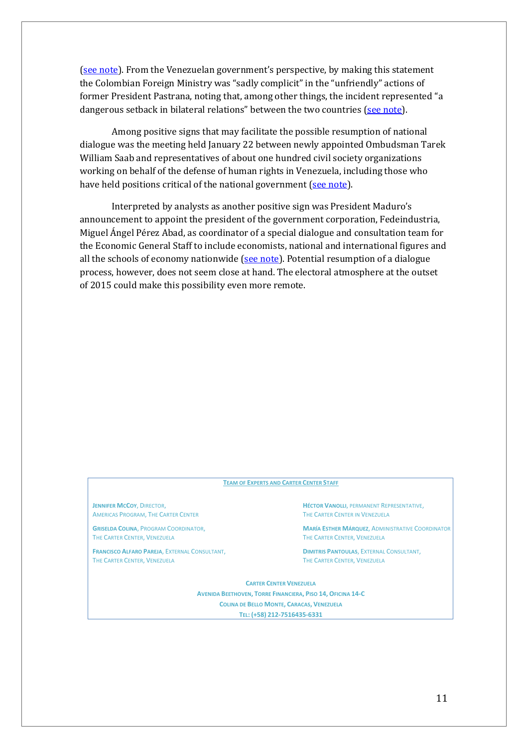(see note). From the Venezuelan government's perspective, by making this statement the Colombian Foreign Ministry was "sadly complicit" in the "unfriendly" actions of former President Pastrana, noting that, among other things, the incident represented "a dangerous setback in bilateral relations" between the two countries (see note).

Among positive signs that may facilitate the possible resumption of national dialogue was the meeting held January 22 between newly appointed Ombudsman Tarek William Saab and representatives of about one hundred civil society organizations working on behalf of the defense of human rights in Venezuela, including those who have held positions critical of the national government (see note).

Interpreted by analysts as another positive sign was President Maduro's announcement to appoint the president of the government corporation, Fedeindustria, Miguel Ángel Pérez Abad, as coordinator of a special dialogue and consultation team for the Economic General Staff to include economists, national and international figures and all the schools of economy nationwide (see note). Potential resumption of a dialogue process, however, does not seem close at hand. The electoral atmosphere at the outset of 2015 could make this possibility even more remote.

**TEAM OF EXPERTS AND CARTER CENTER STAFF**

**JENNIFER MCCOY**, DIRECTOR, AMERICAS PROGRAM, THE CARTER CENTER

**GRISELDA COLINA**, PROGRAM COORDINATOR, THE CARTER CENTER, VENEZUELA

**FRANCISCO ALFARO PAREJA**, EXTERNAL CONSULTANT, THE CARTER CENTER, VENEZUELA

**HÉCTOR VANOLLI**, PERMANENT REPRESENTATIVE, THE CARTER CENTER IN VENEZUELA

**MARÍA ESTHER MÁRQUEZ**, ADMINISTRATIVE COORDINATOR THE CARTER CENTER, VENEZUELA

**DIMITRIS PANTOULAS**, EXTERNAL CONSULTANT, THE CARTER CENTER, VENEZUELA

**CARTER CENTER VENEZUELA**
**AVENIDA BEETHOVEN, TORRE FINANCIERA, PISO 14, OFICINA 14-C**
**COLINA DE BELLO MONTE, CARACAS, VENEZUELA**
**TEL: (+58) 212-7516435-6331**